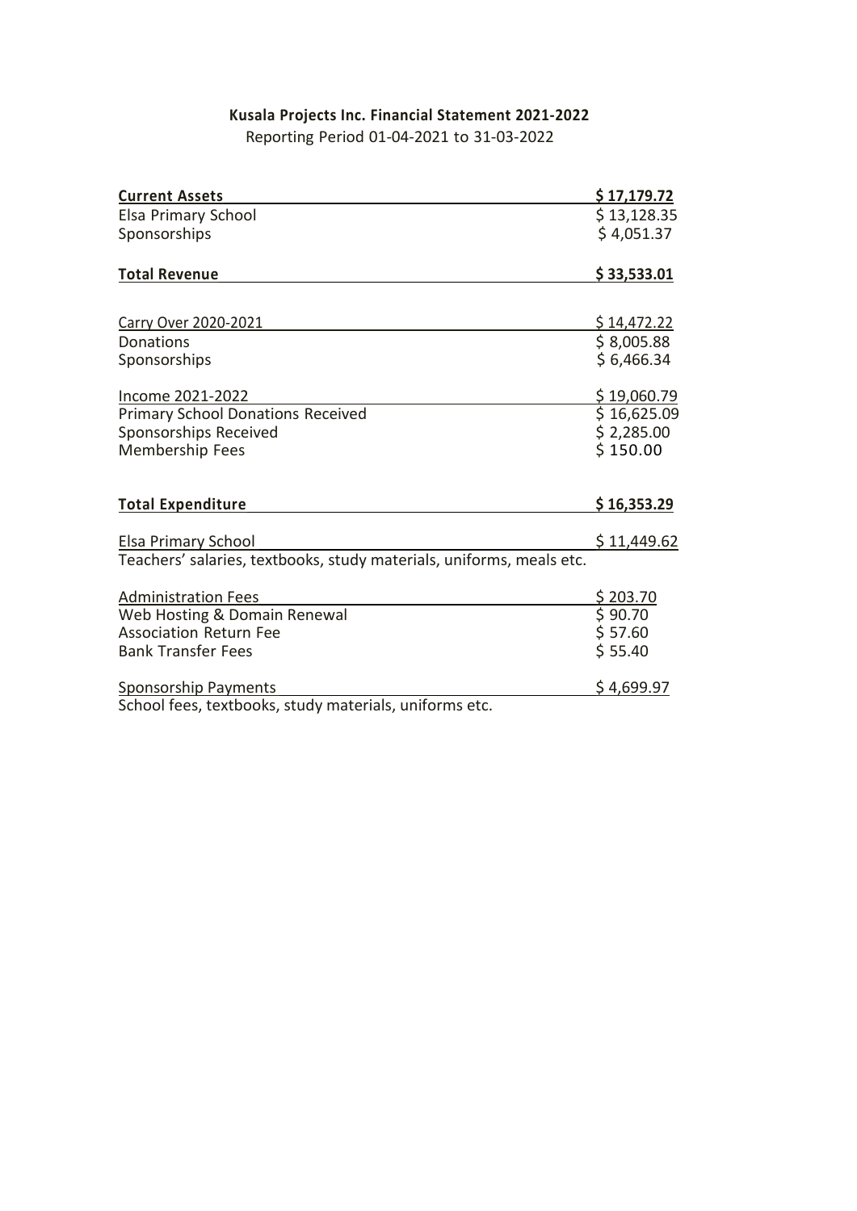**Kusala Projects Inc. Financial Statement 2021-2022**

Reporting Period 01-04-2021 to 31-03-2022

| | |
|---|---|
| **Current Assets** | **$ 17,179.72** |
| Elsa Primary School | $ 13,128.35 |
| Sponsorships | $ 4,051.37 |
| | |
| **Total Revenue** | **$ 33,533.01** |
| | |
| Carry Over 2020-2021 | $ 14,472.22 |
| Donations | $ 8,005.88 |
| Sponsorships | $ 6,466.34 |
| | |
| Income 2021-2022 | $ 19,060.79 |
| Primary School Donations Received | $ 16,625.09 |
| Sponsorships Received | $ 2,285.00 |
| Membership Fees | $ 150.00 |
| | |
| **Total Expenditure** | **$ 16,353.29** |
| | |
| Elsa Primary School | $ 11,449.62 |
| Teachers' salaries, textbooks, study materials, uniforms, meals etc. | |
| | |
| Administration Fees | $ 203.70 |
| Web Hosting & Domain Renewal | $ 90.70 |
| Association Return Fee | $ 57.60 |
| Bank Transfer Fees | $ 55.40 |
| | |
| Sponsorship Payments | $ 4,699.97 |
| School fees, textbooks, study materials, uniforms etc. | |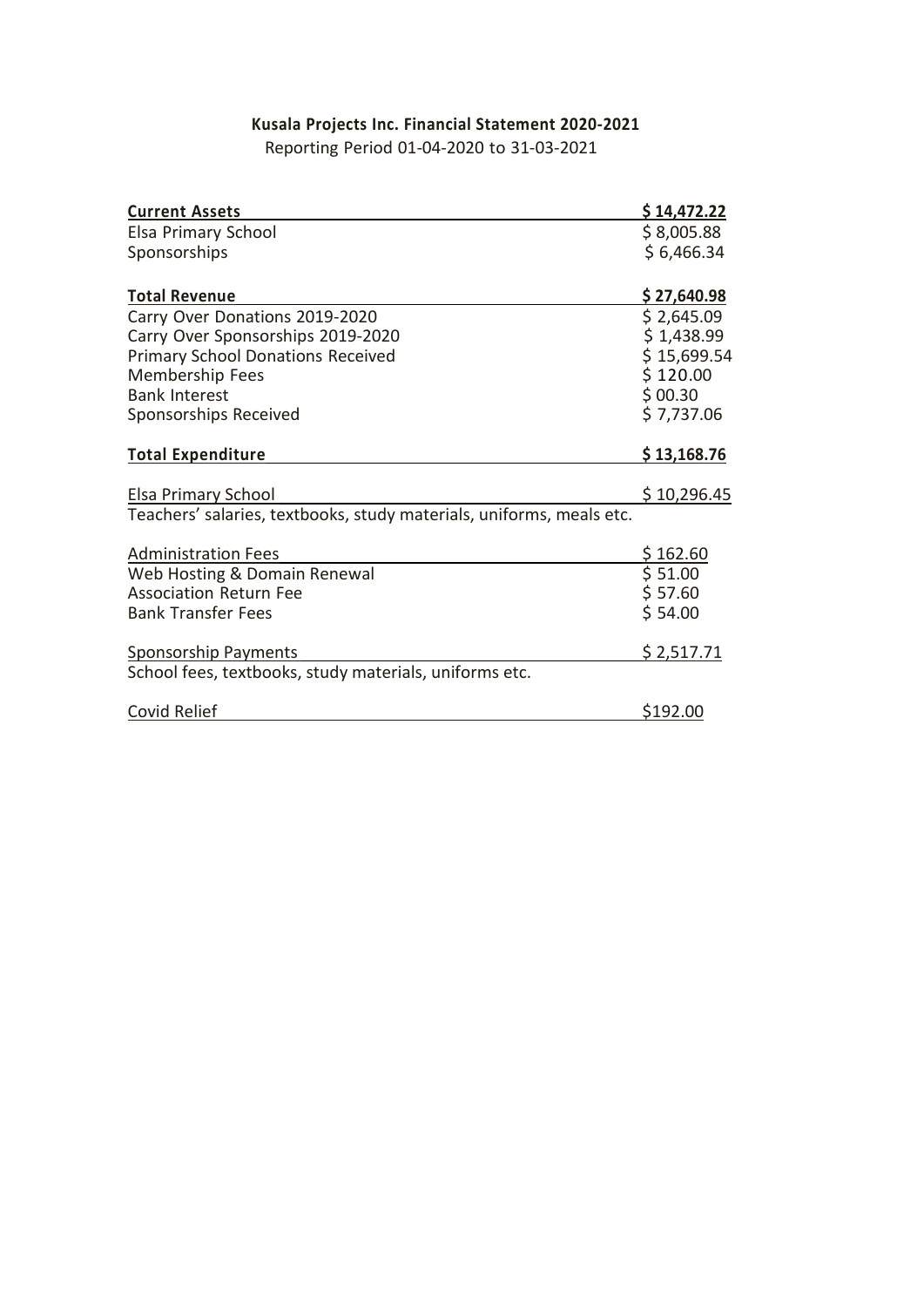# Kusala Projects Inc. Financial Statement 2020-2021

Reporting Period 01-04-2020 to 31-03-2021

| **Current Assets** | **$ 14,472.22** |
| --- | --- |
| Elsa Primary School | $ 8,005.88 |
| Sponsorships | $ 6,466.34 |
| | |
| **Total Revenue** | **$ 27,640.98** |
| Carry Over Donations 2019-2020 | $ 2,645.09 |
| Carry Over Sponsorships 2019-2020 | $ 1,438.99 |
| Primary School Donations Received | $ 15,699.54 |
| Membership Fees | $ 120.00 |
| Bank Interest | $ 00.30 |
| Sponsorships Received | $ 7,737.06 |
| | |
| **Total Expenditure** | **$ 13,168.76** |
| | |
| Elsa Primary School | $ 10,296.45 |
| Teachers' salaries, textbooks, study materials, uniforms, meals etc. | |
| | |
| Administration Fees | $ 162.60 |
| Web Hosting & Domain Renewal | $ 51.00 |
| Association Return Fee | $ 57.60 |
| Bank Transfer Fees | $ 54.00 |
| | |
| Sponsorship Payments | $ 2,517.71 |
| School fees, textbooks, study materials, uniforms etc. | |
| | |
| Covid Relief | $192.00 |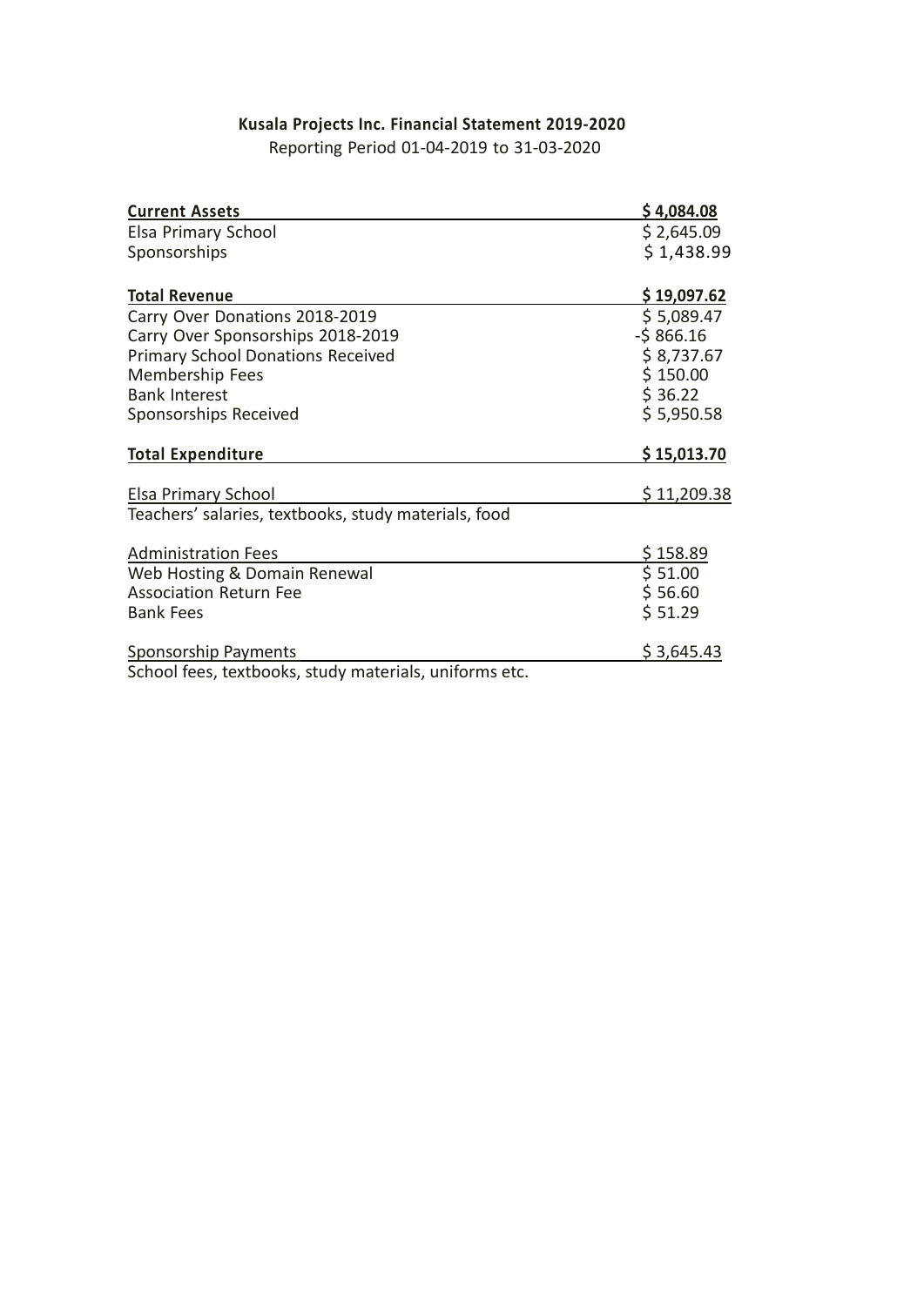**Kusala Projects Inc. Financial Statement 2019-2020**

Reporting Period 01-04-2019 to 31-03-2020

| **Current Assets** | **$ 4,084.08** |
|---|---|
| Elsa Primary School | $ 2,645.09 |
| Sponsorships | $ 1,438.99 |
| | |
| **Total Revenue** | **$ 19,097.62** |
| Carry Over Donations 2018-2019 | $ 5,089.47 |
| Carry Over Sponsorships 2018-2019 | -$ 866.16 |
| Primary School Donations Received | $ 8,737.67 |
| Membership Fees | $ 150.00 |
| Bank Interest | $ 36.22 |
| Sponsorships Received | $ 5,950.58 |
| | |
| **Total Expenditure** | **$ 15,013.70** |
| | |
| Elsa Primary School | $ 11,209.38 |
| Teachers' salaries, textbooks, study materials, food | |
| | |
| Administration Fees | $ 158.89 |
| Web Hosting & Domain Renewal | $ 51.00 |
| Association Return Fee | $ 56.60 |
| Bank Fees | $ 51.29 |
| | |
| Sponsorship Payments | $ 3,645.43 |
| School fees, textbooks, study materials, uniforms etc. | |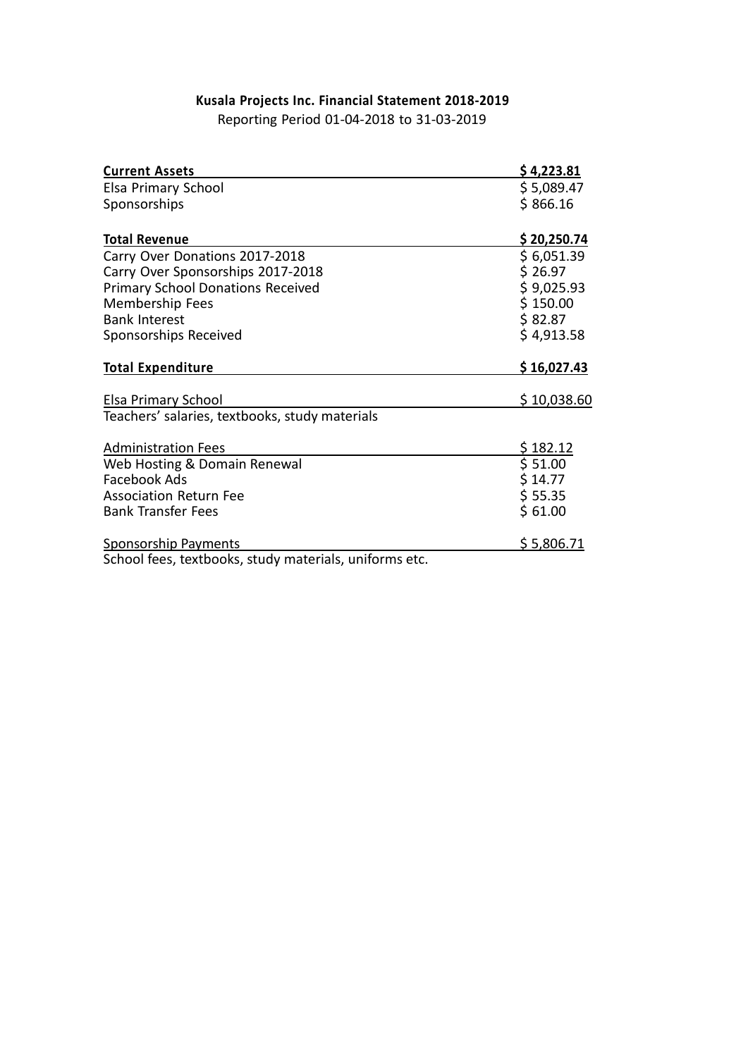**Kusala Projects Inc. Financial Statement 2018-2019**

Reporting Period 01-04-2018 to 31-03-2019

| **Current Assets** | **$ 4,223.81** |
|---|---|
| Elsa Primary School | $ 5,089.47 |
| Sponsorships | $ 866.16 |
| | |
| **Total Revenue** | **$ 20,250.74** |
| Carry Over Donations 2017-2018 | $ 6,051.39 |
| Carry Over Sponsorships 2017-2018 | $ 26.97 |
| Primary School Donations Received | $ 9,025.93 |
| Membership Fees | $ 150.00 |
| Bank Interest | $ 82.87 |
| Sponsorships Received | $ 4,913.58 |
| | |
| **Total Expenditure** | **$ 16,027.43** |
| | |
| Elsa Primary School | $ 10,038.60 |
| Teachers' salaries, textbooks, study materials | |
| | |
| Administration Fees | $ 182.12 |
| Web Hosting & Domain Renewal | $ 51.00 |
| Facebook Ads | $ 14.77 |
| Association Return Fee | $ 55.35 |
| Bank Transfer Fees | $ 61.00 |
| | |
| Sponsorship Payments | $ 5,806.71 |
| School fees, textbooks, study materials, uniforms etc. | |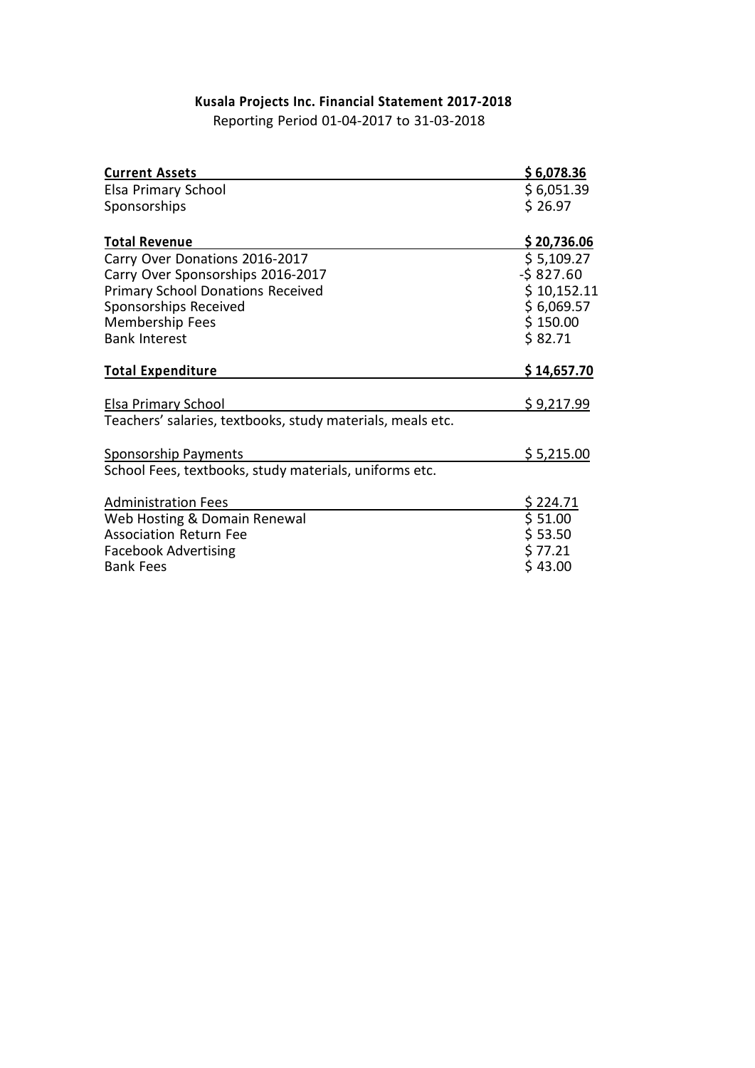**Kusala Projects Inc. Financial Statement 2017-2018**

Reporting Period 01-04-2017 to 31-03-2018

| **Current Assets** | **$ 6,078.36** |
|---|---|
| Elsa Primary School | $ 6,051.39 |
| Sponsorships | $ 26.97 |
| | |
| **Total Revenue** | **$ 20,736.06** |
| Carry Over Donations 2016-2017 | $ 5,109.27 |
| Carry Over Sponsorships 2016-2017 | -$ 827.60 |
| Primary School Donations Received | $ 10,152.11 |
| Sponsorships Received | $ 6,069.57 |
| Membership Fees | $ 150.00 |
| Bank Interest | $ 82.71 |
| | |
| **Total Expenditure** | **$ 14,657.70** |
| | |
| Elsa Primary School | $ 9,217.99 |
| Teachers' salaries, textbooks, study materials, meals etc. | |
| | |
| Sponsorship Payments | $ 5,215.00 |
| School Fees, textbooks, study materials, uniforms etc. | |
| | |
| Administration Fees | $ 224.71 |
| Web Hosting & Domain Renewal | $ 51.00 |
| Association Return Fee | $ 53.50 |
| Facebook Advertising | $ 77.21 |
| Bank Fees | $ 43.00 |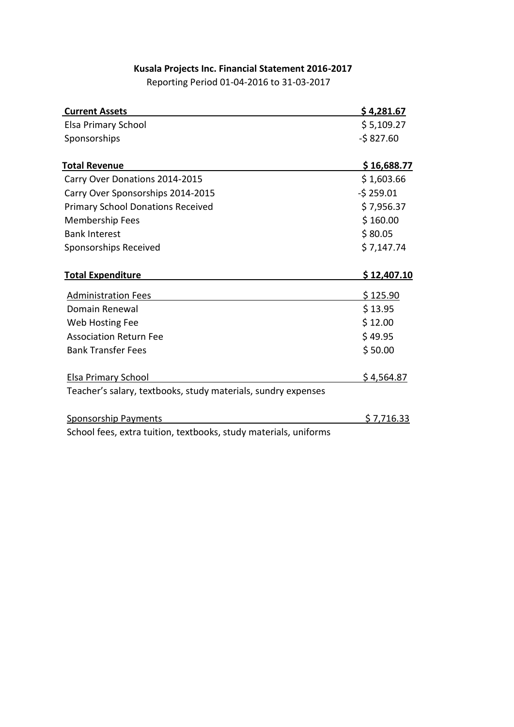**Kusala Projects Inc. Financial Statement 2016-2017**

Reporting Period 01-04-2016 to 31-03-2017

| **Current Assets** | **$ 4,281.67** |
|---|---|
| Elsa Primary School | $ 5,109.27 |
| Sponsorships | -$ 827.60 |
| | |
| **Total Revenue** | **$ 16,688.77** |
| Carry Over Donations 2014-2015 | $ 1,603.66 |
| Carry Over Sponsorships 2014-2015 | -$ 259.01 |
| Primary School Donations Received | $ 7,956.37 |
| Membership Fees | $ 160.00 |
| Bank Interest | $ 80.05 |
| Sponsorships Received | $ 7,147.74 |
| | |
| **Total Expenditure** | **$ 12,407.10** |
| Administration Fees | $ 125.90 |
| Domain Renewal | $ 13.95 |
| Web Hosting Fee | $ 12.00 |
| Association Return Fee | $ 49.95 |
| Bank Transfer Fees | $ 50.00 |
| | |
| Elsa Primary School | $ 4,564.87 |
| Teacher's salary, textbooks, study materials, sundry expenses | |
| | |
| Sponsorship Payments | $ 7,716.33 |
| School fees, extra tuition, textbooks, study materials, uniforms | |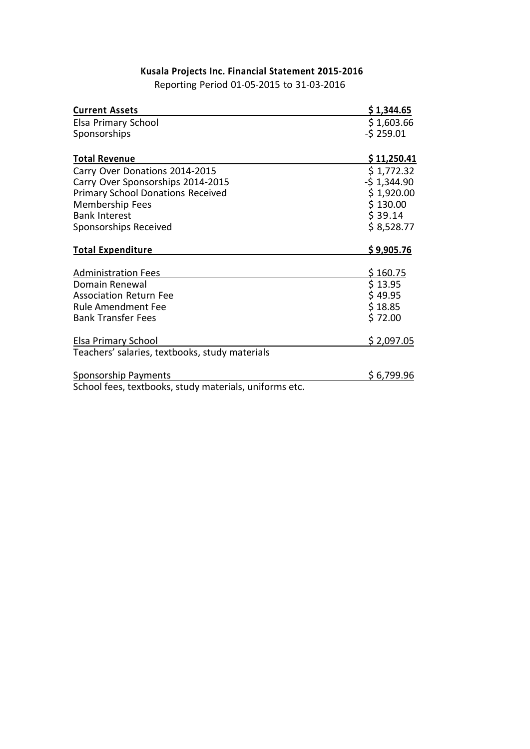**Kusala Projects Inc. Financial Statement 2015-2016**

Reporting Period 01-05-2015 to 31-03-2016

| **Current Assets** | **$ 1,344.65** |
|---|---|
| Elsa Primary School | $ 1,603.66 |
| Sponsorships | -$ 259.01 |
| | |
| **Total Revenue** | **$ 11,250.41** |
| Carry Over Donations 2014-2015 | $ 1,772.32 |
| Carry Over Sponsorships 2014-2015 | -$ 1,344.90 |
| Primary School Donations Received | $ 1,920.00 |
| Membership Fees | $ 130.00 |
| Bank Interest | $ 39.14 |
| Sponsorships Received | $ 8,528.77 |
| | |
| **Total Expenditure** | **$ 9,905.76** |
| | |
| Administration Fees | $ 160.75 |
| Domain Renewal | $ 13.95 |
| Association Return Fee | $ 49.95 |
| Rule Amendment Fee | $ 18.85 |
| Bank Transfer Fees | $ 72.00 |
| | |
| Elsa Primary School | $ 2,097.05 |
| Teachers' salaries, textbooks, study materials | |
| | |
| Sponsorship Payments | $ 6,799.96 |
| School fees, textbooks, study materials, uniforms etc. | |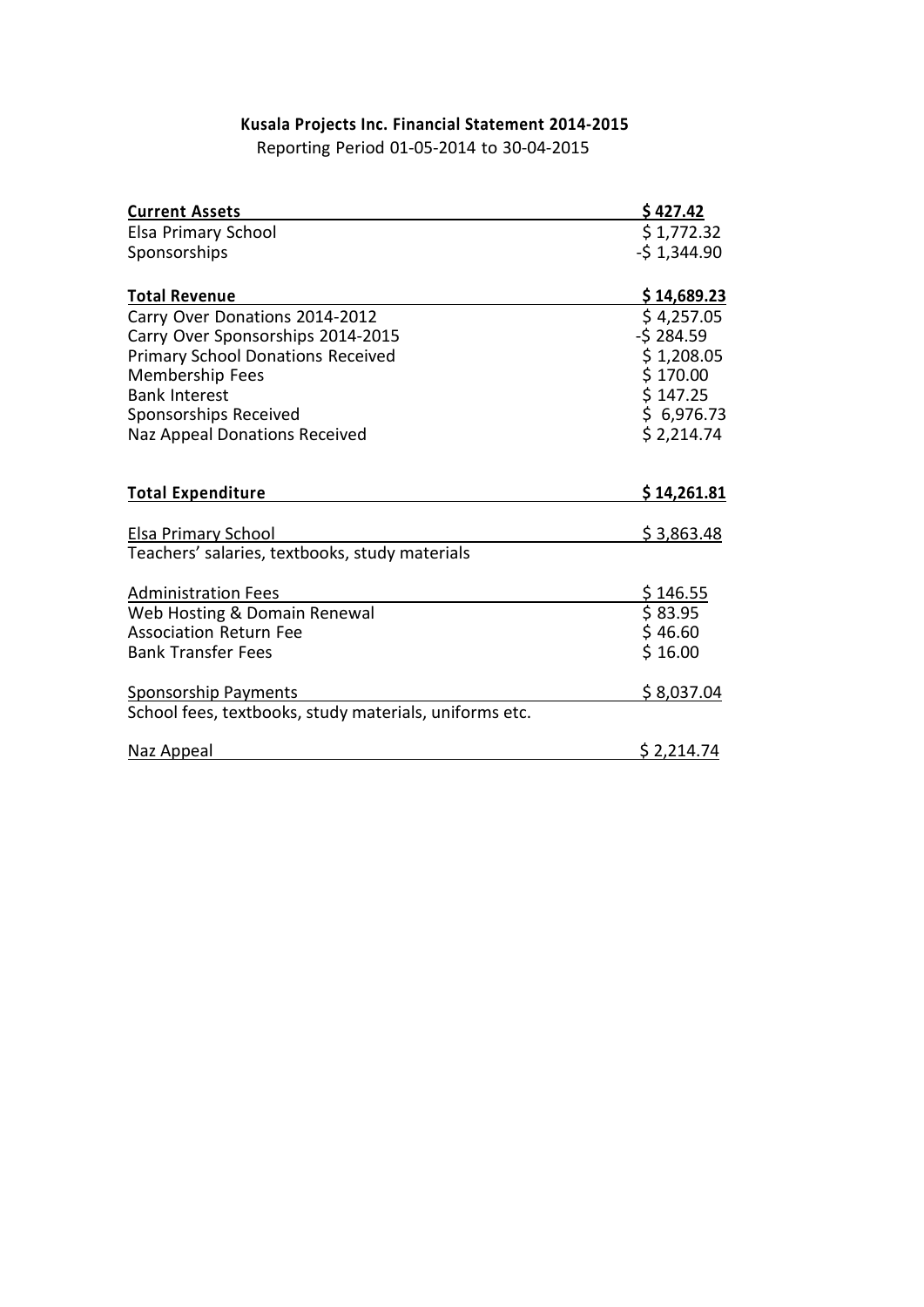**Kusala Projects Inc. Financial Statement 2014-2015**

Reporting Period 01-05-2014 to 30-04-2015

| **Current Assets** | **$ 427.42** |
|---|---|
| Elsa Primary School | $ 1,772.32 |
| Sponsorships | -$ 1,344.90 |
| | |
| **Total Revenue** | **$ 14,689.23** |
| Carry Over Donations 2014-2012 | $ 4,257.05 |
| Carry Over Sponsorships 2014-2015 | -$ 284.59 |
| Primary School Donations Received | $ 1,208.05 |
| Membership Fees | $ 170.00 |
| Bank Interest | $ 147.25 |
| Sponsorships Received | $ 6,976.73 |
| Naz Appeal Donations Received | $ 2,214.74 |
| | |
| **Total Expenditure** | **$ 14,261.81** |
| | |
| Elsa Primary School | $ 3,863.48 |
| Teachers' salaries, textbooks, study materials | |
| | |
| Administration Fees | $ 146.55 |
| Web Hosting & Domain Renewal | $ 83.95 |
| Association Return Fee | $ 46.60 |
| Bank Transfer Fees | $ 16.00 |
| | |
| Sponsorship Payments | $ 8,037.04 |
| School fees, textbooks, study materials, uniforms etc. | |
| | |
| Naz Appeal | $ 2,214.74 |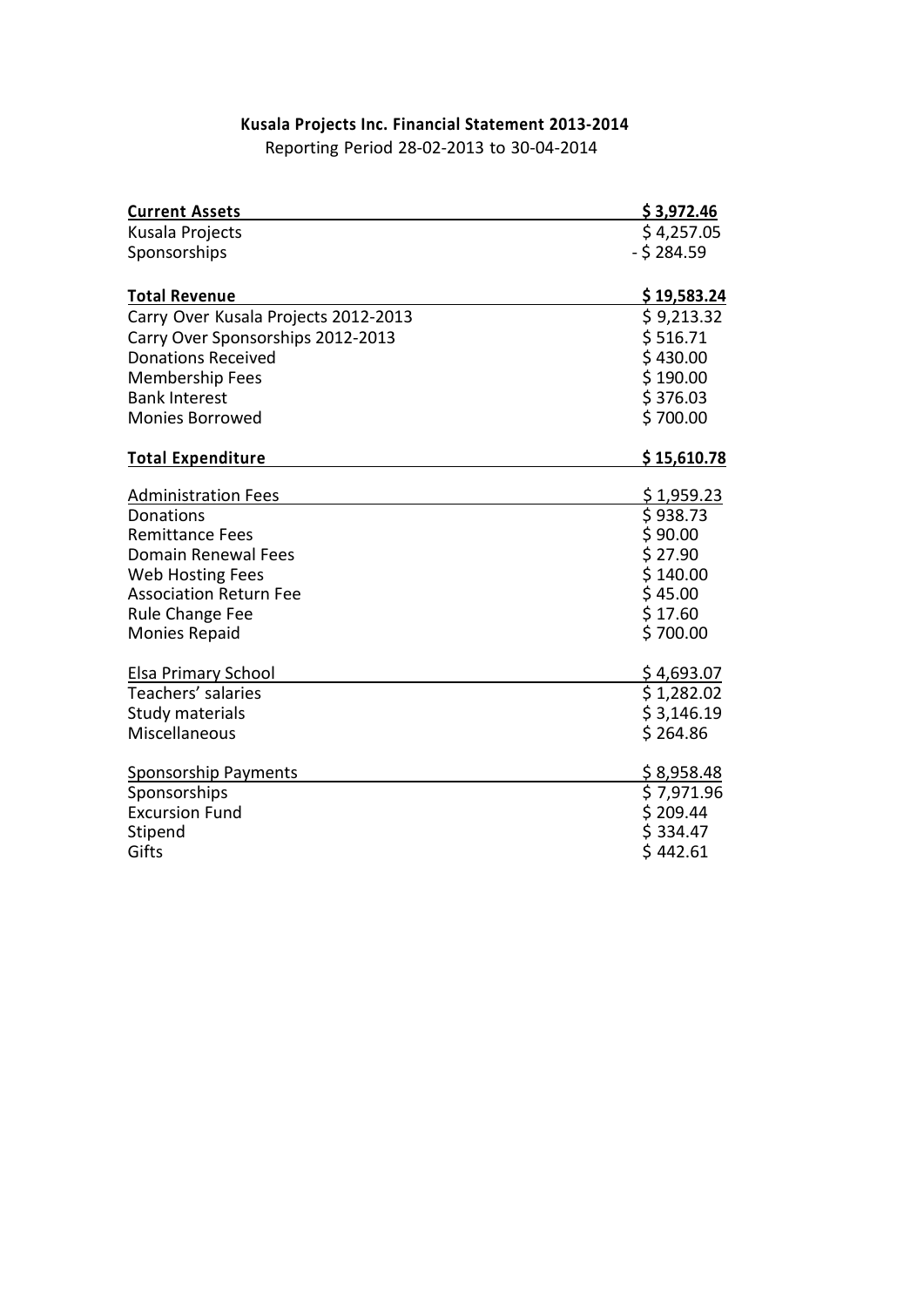**Kusala Projects Inc. Financial Statement 2013-2014**

Reporting Period 28-02-2013 to 30-04-2014

| **Current Assets** | **$ 3,972.46** |
|---|---|
| Kusala Projects | $ 4,257.05 |
| Sponsorships | - $ 284.59 |
| | |
| **Total Revenue** | **$ 19,583.24** |
| Carry Over Kusala Projects 2012-2013 | $ 9,213.32 |
| Carry Over Sponsorships 2012-2013 | $ 516.71 |
| Donations Received | $ 430.00 |
| Membership Fees | $ 190.00 |
| Bank Interest | $ 376.03 |
| Monies Borrowed | $ 700.00 |
| | |
| **Total Expenditure** | **$ 15,610.78** |
| | |
| Administration Fees | $ 1,959.23 |
| Donations | $ 938.73 |
| Remittance Fees | $ 90.00 |
| Domain Renewal Fees | $ 27.90 |
| Web Hosting Fees | $ 140.00 |
| Association Return Fee | $ 45.00 |
| Rule Change Fee | $ 17.60 |
| Monies Repaid | $ 700.00 |
| | |
| Elsa Primary School | $ 4,693.07 |
| Teachers' salaries | $ 1,282.02 |
| Study materials | $ 3,146.19 |
| Miscellaneous | $ 264.86 |
| | |
| Sponsorship Payments | $ 8,958.48 |
| Sponsorships | $ 7,971.96 |
| Excursion Fund | $ 209.44 |
| Stipend | $ 334.47 |
| Gifts | $ 442.61 |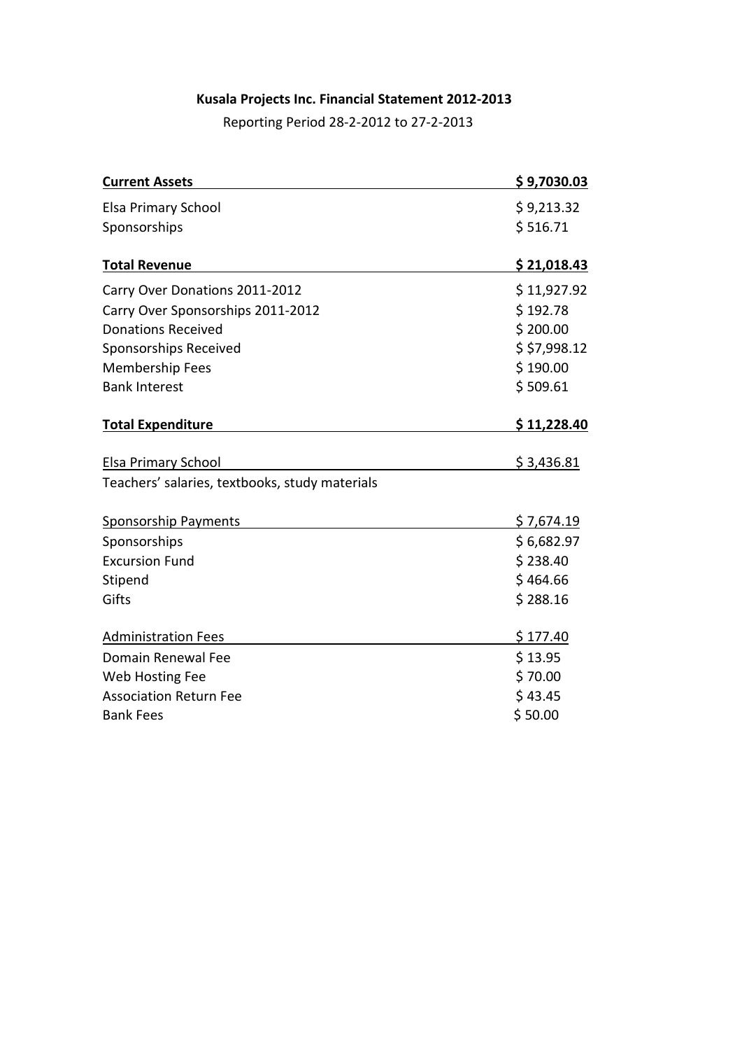**Kusala Projects Inc. Financial Statement 2012-2013**

Reporting Period 28-2-2012 to 27-2-2013

| **Current Assets** | **$ 9,7030.03** |
| --- | --- |
| Elsa Primary School | $ 9,213.32 |
| Sponsorships | $ 516.71 |
| | |
| **Total Revenue** | **$ 21,018.43** |
| Carry Over Donations 2011-2012 | $ 11,927.92 |
| Carry Over Sponsorships 2011-2012 | $ 192.78 |
| Donations Received | $ 200.00 |
| Sponsorships Received | $ $7,998.12 |
| Membership Fees | $ 190.00 |
| Bank Interest | $ 509.61 |
| | |
| **Total Expenditure** | **$ 11,228.40** |
| | |
| Elsa Primary School | $ 3,436.81 |
| Teachers' salaries, textbooks, study materials | |
| | |
| Sponsorship Payments | $ 7,674.19 |
| Sponsorships | $ 6,682.97 |
| Excursion Fund | $ 238.40 |
| Stipend | $ 464.66 |
| Gifts | $ 288.16 |
| | |
| Administration Fees | $ 177.40 |
| Domain Renewal Fee | $ 13.95 |
| Web Hosting Fee | $ 70.00 |
| Association Return Fee | $ 43.45 |
| Bank Fees | $ 50.00 |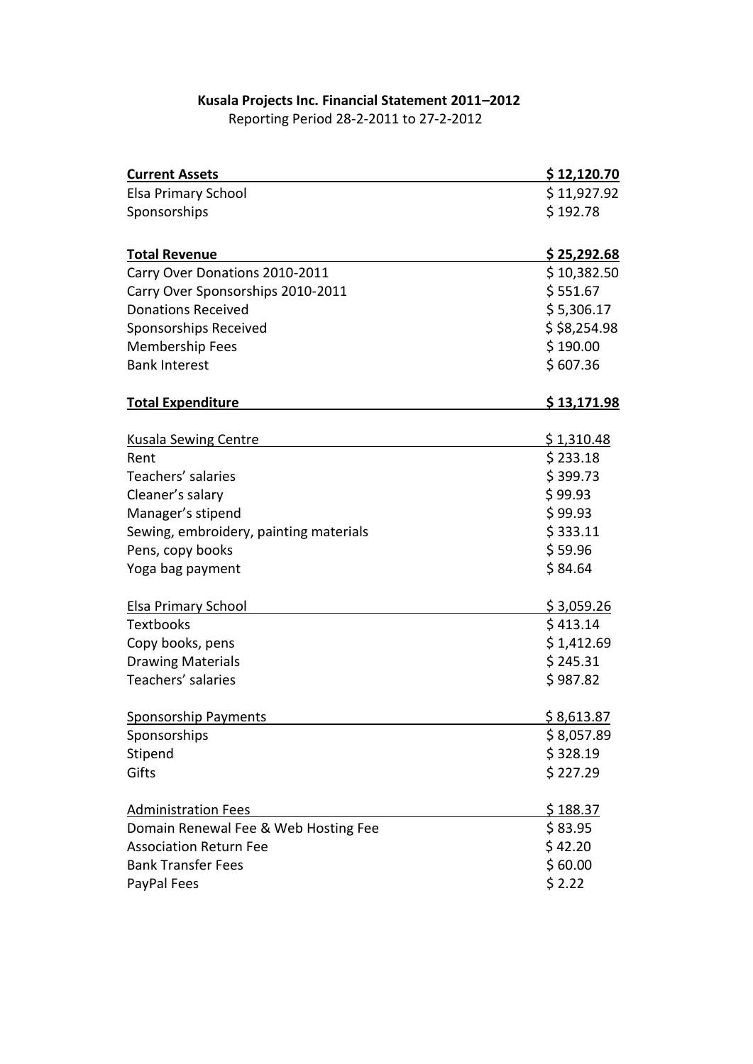**Kusala Projects Inc. Financial Statement 2011–2012**

Reporting Period 28-2-2011 to 27-2-2012

| **Current Assets** | **$ 12,120.70** |
|---|---|
| Elsa Primary School | $ 11,927.92 |
| Sponsorships | $ 192.78 |
| | |
| **Total Revenue** | **$ 25,292.68** |
| Carry Over Donations 2010-2011 | $ 10,382.50 |
| Carry Over Sponsorships 2010-2011 | $ 551.67 |
| Donations Received | $ 5,306.17 |
| Sponsorships Received | $ $8,254.98 |
| Membership Fees | $ 190.00 |
| Bank Interest | $ 607.36 |
| | |
| **Total Expenditure** | **$ 13,171.98** |
| | |
| Kusala Sewing Centre | $ 1,310.48 |
| Rent | $ 233.18 |
| Teachers' salaries | $ 399.73 |
| Cleaner's salary | $ 99.93 |
| Manager's stipend | $ 99.93 |
| Sewing, embroidery, painting materials | $ 333.11 |
| Pens, copy books | $ 59.96 |
| Yoga bag payment | $ 84.64 |
| | |
| Elsa Primary School | $ 3,059.26 |
| Textbooks | $ 413.14 |
| Copy books, pens | $ 1,412.69 |
| Drawing Materials | $ 245.31 |
| Teachers' salaries | $ 987.82 |
| | |
| Sponsorship Payments | $ 8,613.87 |
| Sponsorships | $ 8,057.89 |
| Stipend | $ 328.19 |
| Gifts | $ 227.29 |
| | |
| Administration Fees | $ 188.37 |
| Domain Renewal Fee & Web Hosting Fee | $ 83.95 |
| Association Return Fee | $ 42.20 |
| Bank Transfer Fees | $ 60.00 |
| PayPal Fees | $ 2.22 |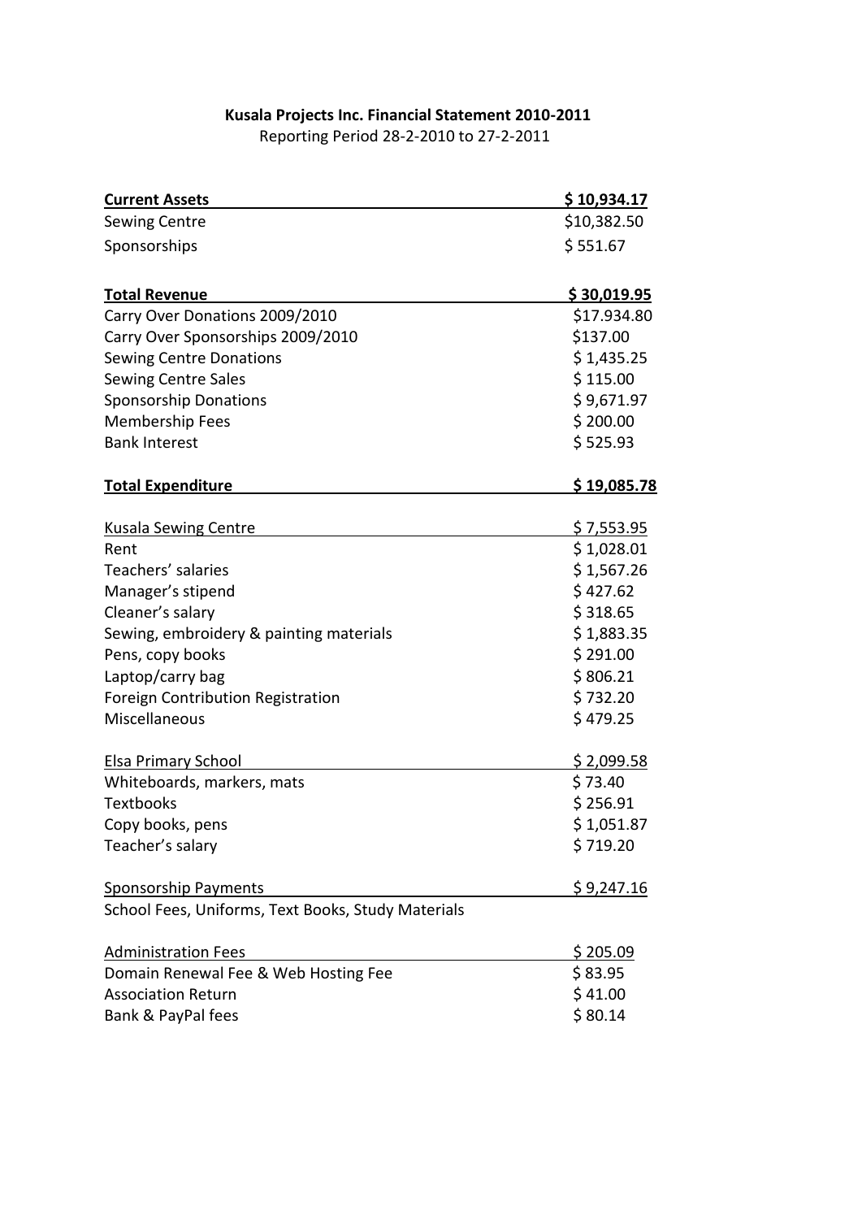**Kusala Projects Inc. Financial Statement 2010-2011**

Reporting Period 28-2-2010 to 27-2-2011

| **Current Assets** | **$ 10,934.17** |
|---|---|
| Sewing Centre | $10,382.50 |
| Sponsorships | $ 551.67 |
| | |
| **Total Revenue** | **$ 30,019.95** |
| Carry Over Donations 2009/2010 | $17.934.80 |
| Carry Over Sponsorships 2009/2010 | $137.00 |
| Sewing Centre Donations | $ 1,435.25 |
| Sewing Centre Sales | $ 115.00 |
| Sponsorship Donations | $ 9,671.97 |
| Membership Fees | $ 200.00 |
| Bank Interest | $ 525.93 |
| | |
| **Total Expenditure** | **$ 19,085.78** |
| | |
| Kusala Sewing Centre | $ 7,553.95 |
| Rent | $ 1,028.01 |
| Teachers' salaries | $ 1,567.26 |
| Manager's stipend | $ 427.62 |
| Cleaner's salary | $ 318.65 |
| Sewing, embroidery & painting materials | $ 1,883.35 |
| Pens, copy books | $ 291.00 |
| Laptop/carry bag | $ 806.21 |
| Foreign Contribution Registration | $ 732.20 |
| Miscellaneous | $ 479.25 |
| | |
| Elsa Primary School | $ 2,099.58 |
| Whiteboards, markers, mats | $ 73.40 |
| Textbooks | $ 256.91 |
| Copy books, pens | $ 1,051.87 |
| Teacher's salary | $ 719.20 |
| | |
| Sponsorship Payments | $ 9,247.16 |
| School Fees, Uniforms, Text Books, Study Materials | |
| | |
| Administration Fees | $ 205.09 |
| Domain Renewal Fee & Web Hosting Fee | $ 83.95 |
| Association Return | $ 41.00 |
| Bank & PayPal fees | $ 80.14 |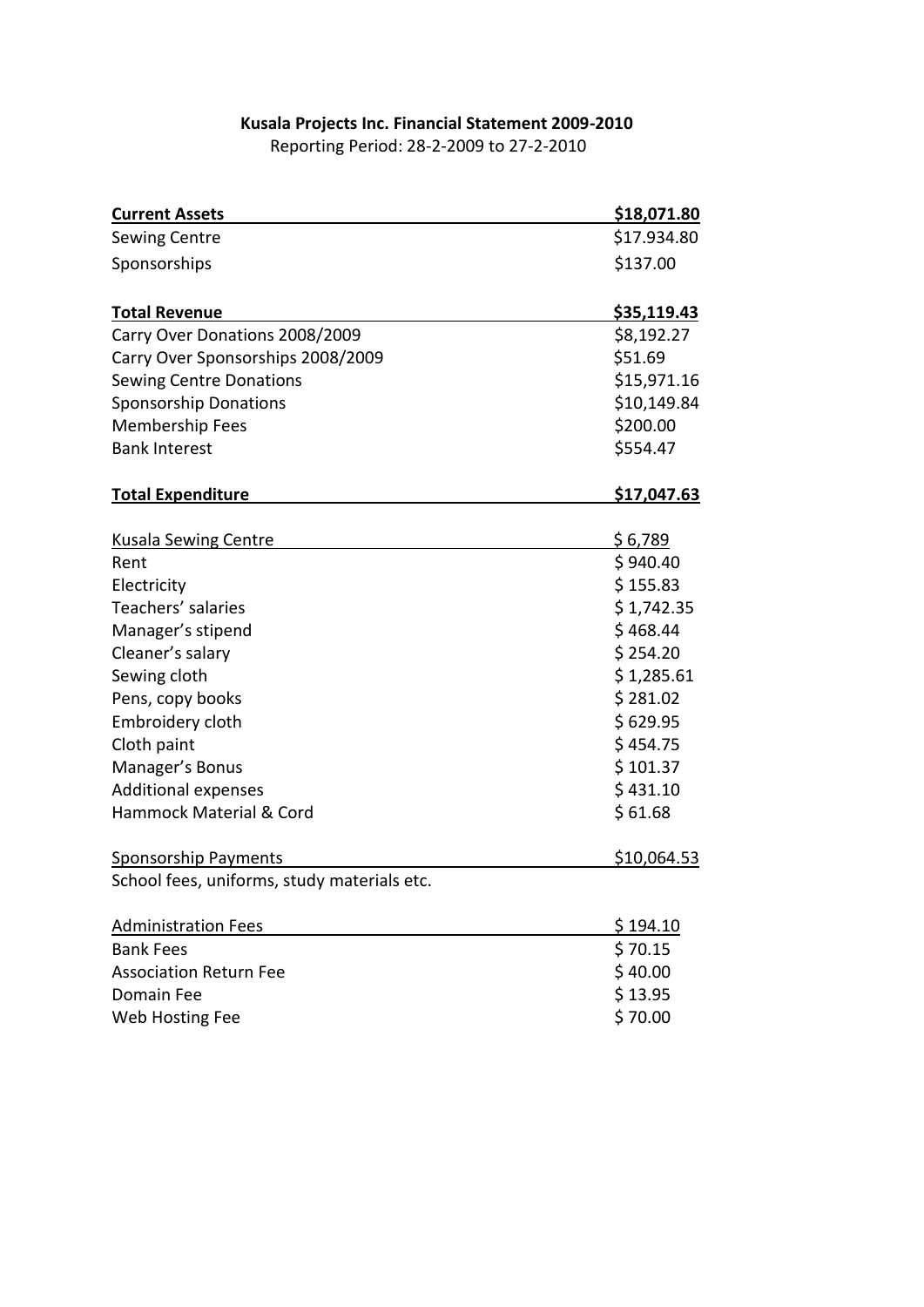**Kusala Projects Inc. Financial Statement 2009-2010**
Reporting Period: 28-2-2009 to 27-2-2010

| **Current Assets** | **$18,071.80** |
|---|---|
| Sewing Centre | $17.934.80 |
| Sponsorships | $137.00 |
| | |
| **Total Revenue** | **$35,119.43** |
| Carry Over Donations 2008/2009 | $8,192.27 |
| Carry Over Sponsorships 2008/2009 | $51.69 |
| Sewing Centre Donations | $15,971.16 |
| Sponsorship Donations | $10,149.84 |
| Membership Fees | $200.00 |
| Bank Interest | $554.47 |
| | |
| **Total Expenditure** | **$17,047.63** |
| | |
| Kusala Sewing Centre | $ 6,789 |
| Rent | $ 940.40 |
| Electricity | $ 155.83 |
| Teachers' salaries | $ 1,742.35 |
| Manager's stipend | $ 468.44 |
| Cleaner's salary | $ 254.20 |
| Sewing cloth | $ 1,285.61 |
| Pens, copy books | $ 281.02 |
| Embroidery cloth | $ 629.95 |
| Cloth paint | $ 454.75 |
| Manager's Bonus | $ 101.37 |
| Additional expenses | $ 431.10 |
| Hammock Material & Cord | $ 61.68 |
| | |
| Sponsorship Payments | $10,064.53 |
| School fees, uniforms, study materials etc. | |
| | |
| Administration Fees | $ 194.10 |
| Bank Fees | $ 70.15 |
| Association Return Fee | $ 40.00 |
| Domain Fee | $ 13.95 |
| Web Hosting Fee | $ 70.00 |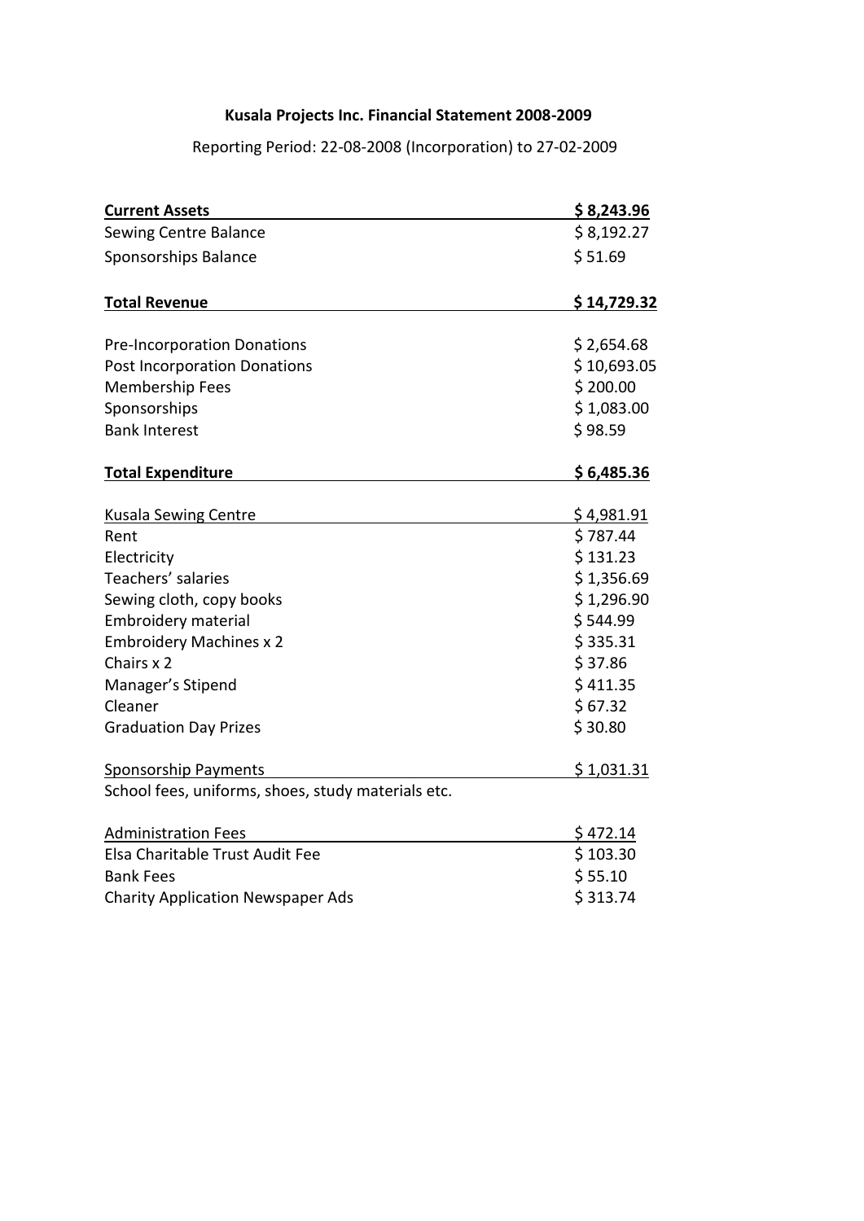**Kusala Projects Inc. Financial Statement 2008-2009**

Reporting Period: 22-08-2008 (Incorporation) to 27-02-2009

| | |
|---|---|
| **Current Assets** | **$ 8,243.96** |
| Sewing Centre Balance | $ 8,192.27 |
| Sponsorships Balance | $ 51.69 |
| | |
| **Total Revenue** | **$ 14,729.32** |
| | |
| Pre-Incorporation Donations | $ 2,654.68 |
| Post Incorporation Donations | $ 10,693.05 |
| Membership Fees | $ 200.00 |
| Sponsorships | $ 1,083.00 |
| Bank Interest | $ 98.59 |
| | |
| **Total Expenditure** | **$ 6,485.36** |
| | |
| Kusala Sewing Centre | $ 4,981.91 |
| Rent | $ 787.44 |
| Electricity | $ 131.23 |
| Teachers' salaries | $ 1,356.69 |
| Sewing cloth, copy books | $ 1,296.90 |
| Embroidery material | $ 544.99 |
| Embroidery Machines x 2 | $ 335.31 |
| Chairs x 2 | $ 37.86 |
| Manager's Stipend | $ 411.35 |
| Cleaner | $ 67.32 |
| Graduation Day Prizes | $ 30.80 |
| | |
| Sponsorship Payments | $ 1,031.31 |
| School fees, uniforms, shoes, study materials etc. | |
| | |
| Administration Fees | $ 472.14 |
| Elsa Charitable Trust Audit Fee | $ 103.30 |
| Bank Fees | $ 55.10 |
| Charity Application Newspaper Ads | $ 313.74 |